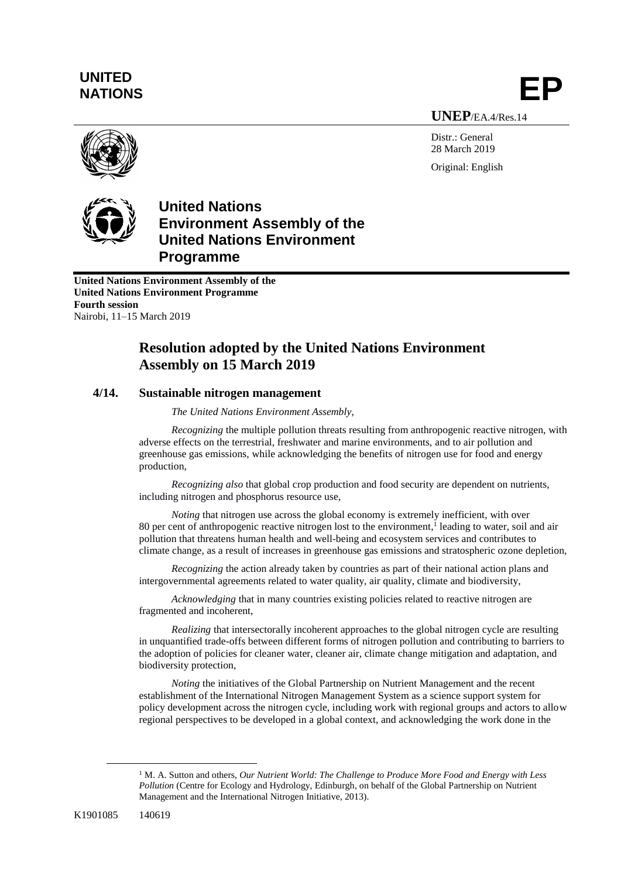**UNITED NATIONS**

**EP**

**UNEP**/EA.4/Res.14

Distr.: General
28 March 2019

Original: English

**United Nations Environment Assembly of the United Nations Environment Programme**

**United Nations Environment Assembly of the United Nations Environment Programme**
**Fourth session**
Nairobi, 11–15 March 2019

# Resolution adopted by the United Nations Environment Assembly on 15 March 2019

## 4/14. Sustainable nitrogen management

*The United Nations Environment Assembly,*

*Recognizing* the multiple pollution threats resulting from anthropogenic reactive nitrogen, with adverse effects on the terrestrial, freshwater and marine environments, and to air pollution and greenhouse gas emissions, while acknowledging the benefits of nitrogen use for food and energy production,

*Recognizing also* that global crop production and food security are dependent on nutrients, including nitrogen and phosphorus resource use,

*Noting* that nitrogen use across the global economy is extremely inefficient, with over 80 per cent of anthropogenic reactive nitrogen lost to the environment,[1] leading to water, soil and air pollution that threatens human health and well-being and ecosystem services and contributes to climate change, as a result of increases in greenhouse gas emissions and stratospheric ozone depletion,

*Recognizing* the action already taken by countries as part of their national action plans and intergovernmental agreements related to water quality, air quality, climate and biodiversity,

*Acknowledging* that in many countries existing policies related to reactive nitrogen are fragmented and incoherent,

*Realizing* that intersectorally incoherent approaches to the global nitrogen cycle are resulting in unquantified trade-offs between different forms of nitrogen pollution and contributing to barriers to the adoption of policies for cleaner water, cleaner air, climate change mitigation and adaptation, and biodiversity protection,

*Noting* the initiatives of the Global Partnership on Nutrient Management and the recent establishment of the International Nitrogen Management System as a science support system for policy development across the nitrogen cycle, including work with regional groups and actors to allow regional perspectives to be developed in a global context, and acknowledging the work done in the

[1] M. A. Sutton and others, *Our Nutrient World: The Challenge to Produce More Food and Energy with Less Pollution* (Centre for Ecology and Hydrology, Edinburgh, on behalf of the Global Partnership on Nutrient Management and the International Nitrogen Initiative, 2013).

K1901085 140619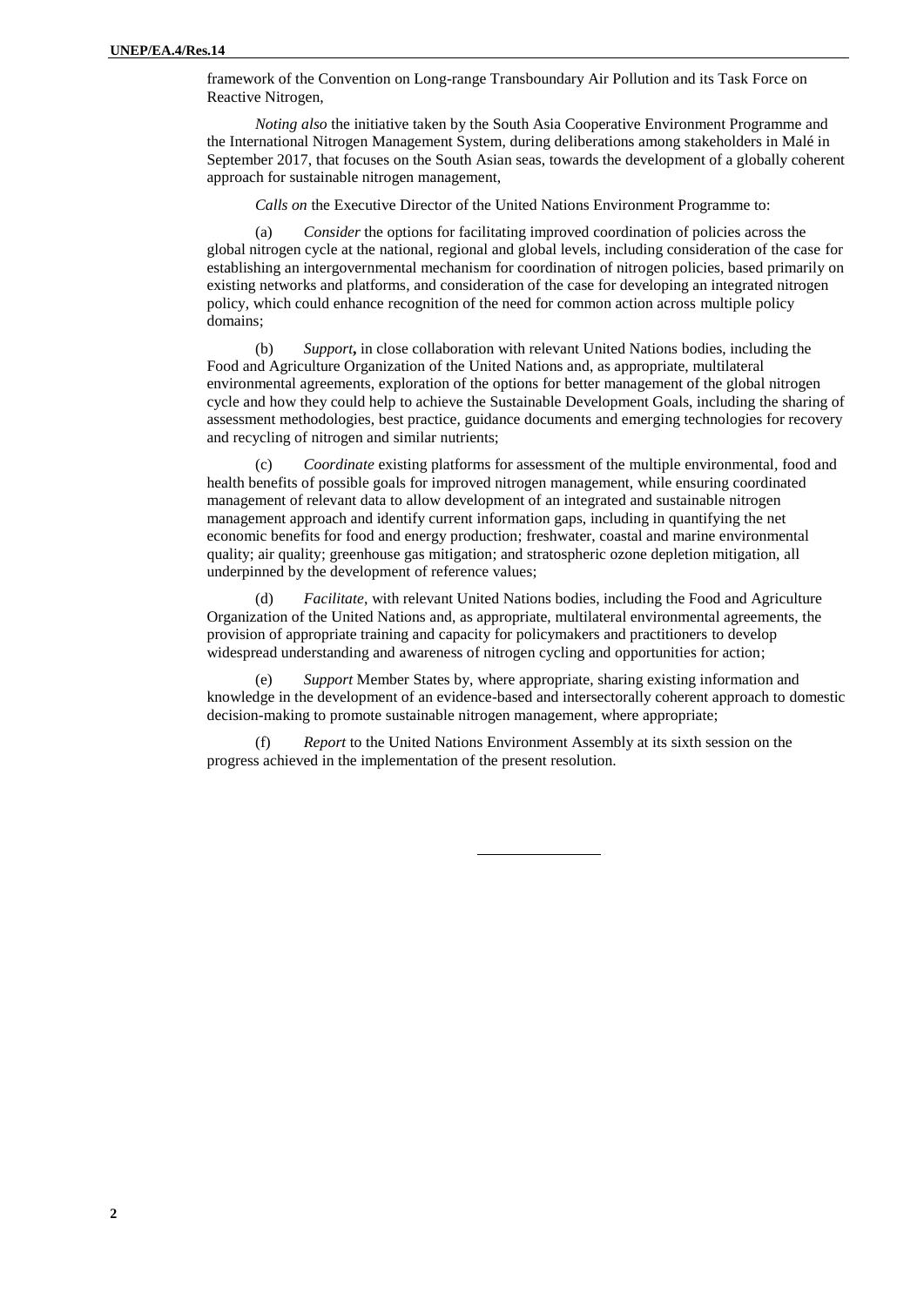framework of the Convention on Long-range Transboundary Air Pollution and its Task Force on Reactive Nitrogen,

*Noting also* the initiative taken by the South Asia Cooperative Environment Programme and the International Nitrogen Management System, during deliberations among stakeholders in Malé in September 2017, that focuses on the South Asian seas, towards the development of a globally coherent approach for sustainable nitrogen management,

*Calls on* the Executive Director of the United Nations Environment Programme to:

(a) *Consider* the options for facilitating improved coordination of policies across the global nitrogen cycle at the national, regional and global levels, including consideration of the case for establishing an intergovernmental mechanism for coordination of nitrogen policies, based primarily on existing networks and platforms, and consideration of the case for developing an integrated nitrogen policy, which could enhance recognition of the need for common action across multiple policy domains;

(b) *Support***,** in close collaboration with relevant United Nations bodies, including the Food and Agriculture Organization of the United Nations and, as appropriate, multilateral environmental agreements, exploration of the options for better management of the global nitrogen cycle and how they could help to achieve the Sustainable Development Goals, including the sharing of assessment methodologies, best practice, guidance documents and emerging technologies for recovery and recycling of nitrogen and similar nutrients;

(c) *Coordinate* existing platforms for assessment of the multiple environmental, food and health benefits of possible goals for improved nitrogen management, while ensuring coordinated management of relevant data to allow development of an integrated and sustainable nitrogen management approach and identify current information gaps, including in quantifying the net economic benefits for food and energy production; freshwater, coastal and marine environmental quality; air quality; greenhouse gas mitigation; and stratospheric ozone depletion mitigation, all underpinned by the development of reference values;

(d) *Facilitate*, with relevant United Nations bodies, including the Food and Agriculture Organization of the United Nations and, as appropriate, multilateral environmental agreements, the provision of appropriate training and capacity for policymakers and practitioners to develop widespread understanding and awareness of nitrogen cycling and opportunities for action;

(e) *Support* Member States by, where appropriate, sharing existing information and knowledge in the development of an evidence-based and intersectorally coherent approach to domestic decision-making to promote sustainable nitrogen management, where appropriate;

(f) *Report* to the United Nations Environment Assembly at its sixth session on the progress achieved in the implementation of the present resolution.